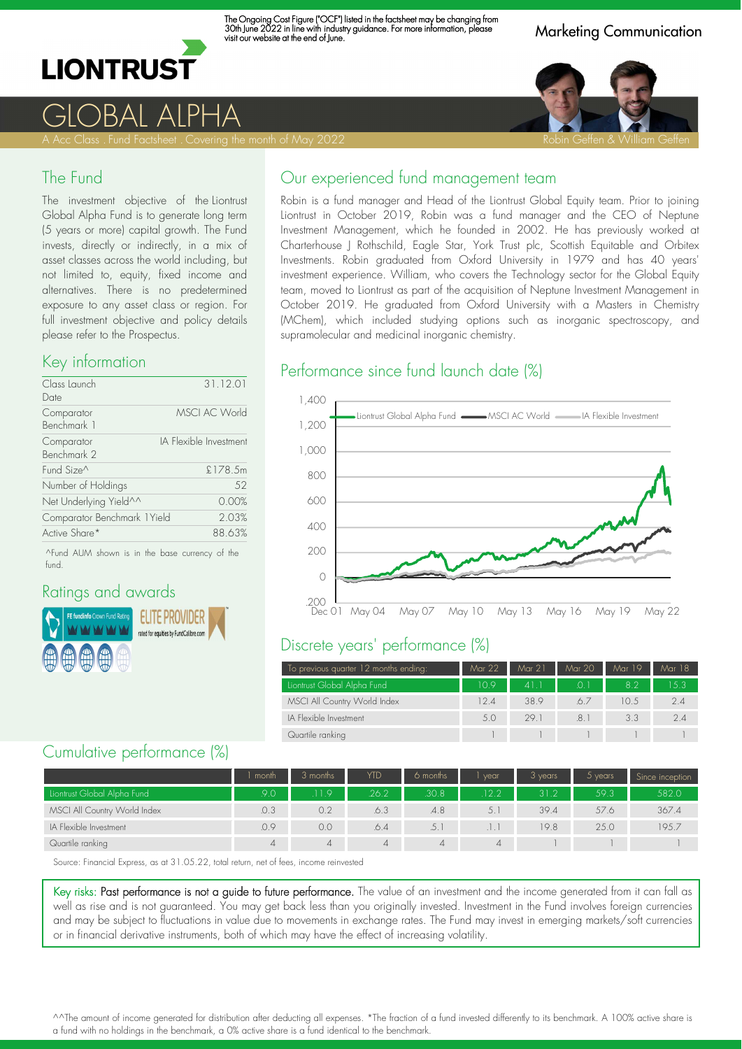The Ongoing Cost Figure ("OCF") listed in the factsheet may be changing from 30th June 2022 in line with industry guidance. For more information, please visit our website at the end of June.

Marketing Communication

LIONTRUST

# GLOBAL ALPHA

A Acc Class . Fund Factsheet . Covering the month of May 2022

Robin Geffen & William Geffen

## The Fund

The investment objective of the Liontrust Global Alpha Fund is to generate long term (5 years or more) capital growth. The Fund invests, directly or indirectly, in a mix of asset classes across the world including, but not limited to, equity, fixed income and alternatives. There is no predetermined exposure to any asset class or region. For full investment objective and policy details please refer to the Prospectus.

## Key information

| | |
|---|---|
| Class Launch Date | 31.12.01 |
| Comparator Benchmark 1 | MSCI AC World |
| Comparator Benchmark 2 | IA Flexible Investment |
| Fund Size^ | £178.5m |
| Number of Holdings | 52 |
| Net Underlying Yield^^ | 0.00% |
| Comparator Benchmark 1Yield | 2.03% |
| Active Share* | 88.63% |

^Fund AUM shown is in the base currency of the fund.

## Ratings and awards

FE fundinfo Crown Fund Rating

ELITE PROVIDER rated for equities by FundCalibre.com

## Our experienced fund management team

Robin is a fund manager and Head of the Liontrust Global Equity team. Prior to joining Liontrust in October 2019, Robin was a fund manager and the CEO of Neptune Investment Management, which he founded in 2002. He has previously worked at Charterhouse J Rothschild, Eagle Star, York Trust plc, Scottish Equitable and Orbitex Investments. Robin graduated from Oxford University in 1979 and has 40 years' investment experience. William, who covers the Technology sector for the Global Equity team, moved to Liontrust as part of the acquisition of Neptune Investment Management in October 2019. He graduated from Oxford University with a Masters in Chemistry (MChem), which included studying options such as inorganic spectroscopy, and supramolecular and medicinal inorganic chemistry.

## Performance since fund launch date (%)

Liontrust Global Alpha Fund — MSCI AC World — IA Flexible Investment

## Discrete years' performance (%)

| To previous quarter 12 months ending: | Mar 22 | Mar 21 | Mar 20 | Mar 19 | Mar 18 |
|---|---|---|---|---|---|
| Liontrust Global Alpha Fund | 10.9 | 41.1 | 0.1 | 8.2 | 15.3 |
| MSCI All Country World Index | 12.4 | 38.9 | -6.7 | 10.5 | 2.4 |
| IA Flexible Investment | 5.0 | 29.1 | -8.1 | 3.3 | 2.4 |
| Quartile ranking | 1 | 1 | 1 | 1 | 1 |

## Cumulative performance (%)

| | 1 month | 3 months | YTD | 6 months | 1 year | 3 years | 5 years | Since inception |
|---|---|---|---|---|---|---|---|---|
| Liontrust Global Alpha Fund | -9.0 | -11.9 | -26.2 | -30.8 | -12.2 | 31.2 | 59.3 | 582.0 |
| MSCI All Country World Index | -0.3 | 0.2 | -6.3 | -4.8 | 5.1 | 39.4 | 57.6 | 367.4 |
| IA Flexible Investment | -0.9 | 0.0 | -6.4 | -5.1 | -1.1 | 19.8 | 25.0 | 195.7 |
| Quartile ranking | 4 | 4 | 4 | 4 | 4 | 1 | 1 | 1 |

Source: Financial Express, as at 31.05.22, total return, net of fees, income reinvested

Key risks: Past performance is not a guide to future performance. The value of an investment and the income generated from it can fall as well as rise and is not guaranteed. You may get back less than you originally invested. Investment in the Fund involves foreign currencies and may be subject to fluctuations in value due to movements in exchange rates. The Fund may invest in emerging markets/soft currencies or in financial derivative instruments, both of which may have the effect of increasing volatility.

^^The amount of income generated for distribution after deducting all expenses. *The fraction of a fund invested differently to its benchmark. A 100% active share is a fund with no holdings in the benchmark, a 0% active share is a fund identical to the benchmark.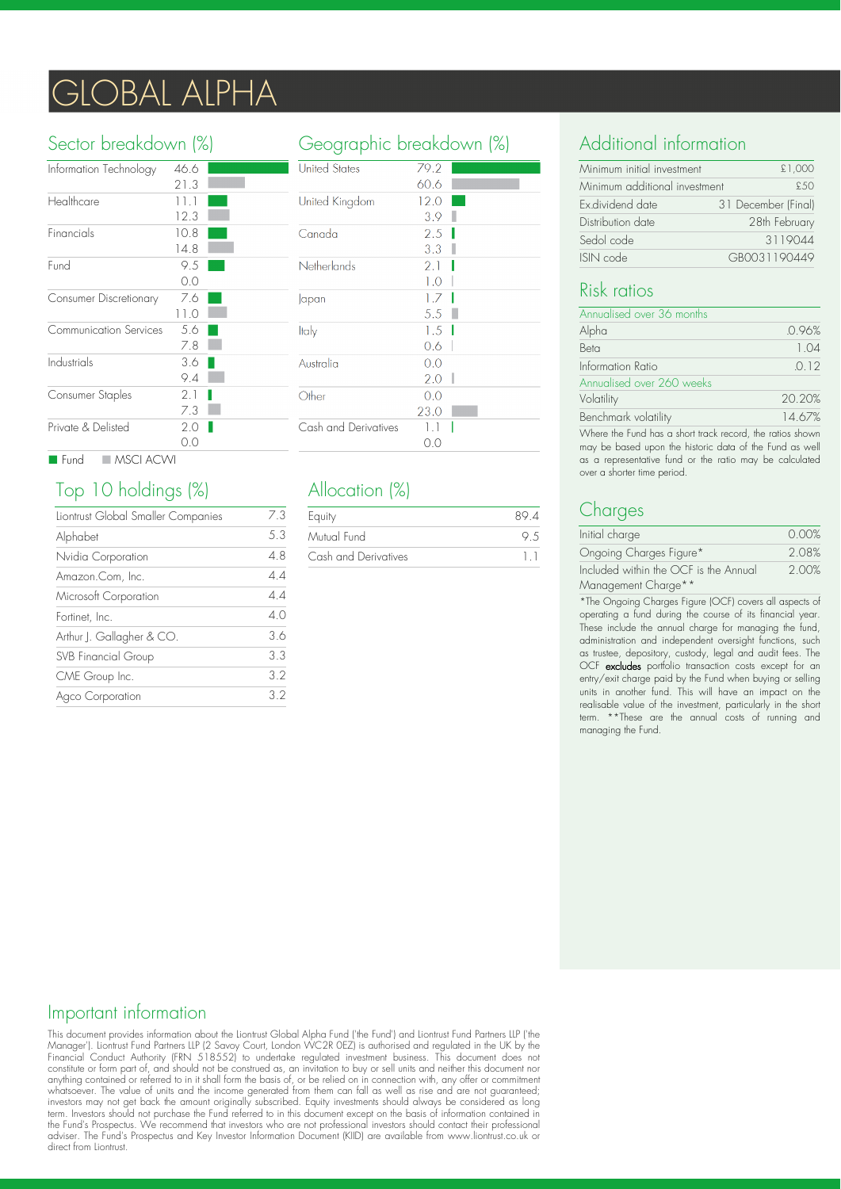# GLOBAL ALPHA

## Sector breakdown (%)

Information Technology 46.6 21.3
Healthcare 11.1 12.3
Financials 10.8 14.8
Fund 9.5 0.0
Consumer Discretionary 7.6 11.0
Communication Services 5.6 7.8
Industrials 3.6 9.4
Consumer Staples 2.1 7.3
Private & Delisted 2.0 0.0

Fund MSCI ACWI

## Geographic breakdown (%)

United States 79.2 60.6
United Kingdom 12.0 3.9
Canada 2.5 3.3
Netherlands 2.1 1.0
Japan 1.7 5.5
Italy 1.5 0.6
Australia 0.0 2.0
Other 0.0 23.0
Cash and Derivatives 1.1 0.0

## Top 10 holdings (%)

| | |
|---|---|
| Liontrust Global Smaller Companies | 7.3 |
| Alphabet | 5.3 |
| Nvidia Corporation | 4.8 |
| Amazon.Com, Inc. | 4.4 |
| Microsoft Corporation | 4.4 |
| Fortinet, Inc. | 4.0 |
| Arthur J. Gallagher & CO. | 3.6 |
| SVB Financial Group | 3.3 |
| CME Group Inc. | 3.2 |
| Agco Corporation | 3.2 |

## Allocation (%)

| | |
|---|---|
| Equity | 89.4 |
| Mutual Fund | 9.5 |
| Cash and Derivatives | 1.1 |

## Additional information

| | |
|---|---|
| Minimum initial investment | £1,000 |
| Minimum additional investment | £50 |
| Ex.dividend date | 31 December (Final) |
| Distribution date | 28th February |
| Sedol code | 3119044 |
| ISIN code | GB0031190449 |

## Risk ratios

| | |
|---|---|
| Annualised over 36 months | |
| Alpha | 0.96% |
| Beta | 1.04 |
| Information Ratio | 0.12 |
| Annualised over 260 weeks | |
| Volatility | 20.20% |
| Benchmark volatility | 14.67% |

Where the Fund has a short track record, the ratios shown may be based upon the historic data of the Fund as well as a representative fund or the ratio may be calculated over a shorter time period.

## Charges

| | |
|---|---|
| Initial charge | 0.00% |
| Ongoing Charges Figure* | 2.08% |
| Included within the OCF is the Annual Management Charge** | 2.00% |

*The Ongoing Charges Figure (OCF) covers all aspects of operating a fund during the course of its financial year. These include the annual charge for managing the fund, administration and independent oversight functions, such as trustee, depository, custody, legal and audit fees. The OCF **excludes** portfolio transaction costs except for an entry/exit charge paid by the Fund when buying or selling units in another fund. This will have an impact on the realisable value of the investment, particularly in the short term. **These are the annual costs of running and managing the Fund.

## Important information

This document provides information about the Liontrust Global Alpha Fund ('the Fund') and Liontrust Fund Partners LLP ('the Manager'). Liontrust Fund Partners LLP (2 Savoy Court, London WC2R 0EZ) is authorised and regulated in the UK by the Financial Conduct Authority (FRN 518552) to undertake regulated investment business. This document does not constitute or form part of, and should not be construed as, an invitation to buy or sell units and neither this document nor anything contained or referred to in it shall form the basis of, or be relied on in connection with, any offer or commitment whatsoever. The value of units and the income generated from them can fall as well as rise and are not guaranteed; investors may not get back the amount originally subscribed. Equity investments should always be considered as long term. Investors should not purchase the Fund referred to in this document except on the basis of information contained in the Fund's Prospectus. We recommend that investors who are not professional investors should contact their professional adviser. The Fund's Prospectus and Key Investor Information Document (KIID) are available from www.liontrust.co.uk or direct from Liontrust.